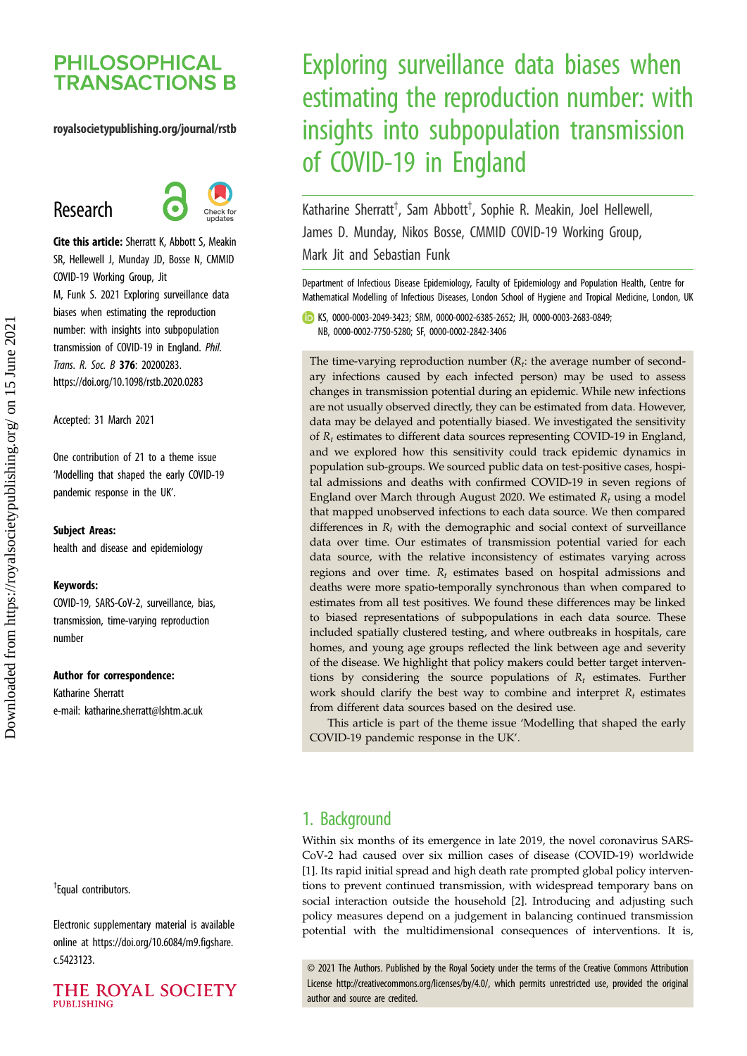# Exploring surveillance data biases when estimating the reproduction number: with insights into subpopulation transmission of COVID-19 in England

PHILOSOPHICAL TRANSACTIONS B

royalsocietypublishing.org/journal/rstb

Research

**Cite this article:** Sherratt K, Abbott S, Meakin SR, Hellewell J, Munday JD, Bosse N, CMMID COVID-19 Working Group, Jit M, Funk S. 2021 Exploring surveillance data biases when estimating the reproduction number: with insights into subpopulation transmission of COVID-19 in England. *Phil. Trans. R. Soc. B* **376**: 20200283. https://doi.org/10.1098/rstb.2020.0283

Accepted: 31 March 2021

One contribution of 21 to a theme issue 'Modelling that shaped the early COVID-19 pandemic response in the UK'.

**Subject Areas:**
health and disease and epidemiology

**Keywords:**
COVID-19, SARS-CoV-2, surveillance, bias, transmission, time-varying reproduction number

**Author for correspondence:**
Katharine Sherratt
e-mail: katharine.sherratt@lshtm.ac.uk

†Equal contributors.

Electronic supplementary material is available online at https://doi.org/10.6084/m9.figshare.c.5423123.

Katharine Sherratt†, Sam Abbott†, Sophie R. Meakin, Joel Hellewell, James D. Munday, Nikos Bosse, CMMID COVID-19 Working Group, Mark Jit and Sebastian Funk

Department of Infectious Disease Epidemiology, Faculty of Epidemiology and Population Health, Centre for Mathematical Modelling of Infectious Diseases, London School of Hygiene and Tropical Medicine, London, UK

KS, 0000-0003-2049-3423; SRM, 0000-0002-6385-2652; JH, 0000-0003-2683-0849; NB, 0000-0002-7750-5280; SF, 0000-0002-2842-3406

The time-varying reproduction number ($R_t$: the average number of secondary infections caused by each infected person) may be used to assess changes in transmission potential during an epidemic. While new infections are not usually observed directly, they can be estimated from data. However, data may be delayed and potentially biased. We investigated the sensitivity of $R_t$ estimates to different data sources representing COVID-19 in England, and we explored how this sensitivity could track epidemic dynamics in population sub-groups. We sourced public data on test-positive cases, hospital admissions and deaths with confirmed COVID-19 in seven regions of England over March through August 2020. We estimated $R_t$ using a model that mapped unobserved infections to each data source. We then compared differences in $R_t$ with the demographic and social context of surveillance data over time. Our estimates of transmission potential varied for each data source, with the relative inconsistency of estimates varying across regions and over time. $R_t$ estimates based on hospital admissions and deaths were more spatio-temporally synchronous than when compared to estimates from all test positives. We found these differences may be linked to biased representations of subpopulations in each data source. These included spatially clustered testing, and where outbreaks in hospitals, care homes, and young age groups reflected the link between age and severity of the disease. We highlight that policy makers could better target interventions by considering the source populations of $R_t$ estimates. Further work should clarify the best way to combine and interpret $R_t$ estimates from different data sources based on the desired use.

This article is part of the theme issue 'Modelling that shaped the early COVID-19 pandemic response in the UK'.

## 1. Background

Within six months of its emergence in late 2019, the novel coronavirus SARS-CoV-2 had caused over six million cases of disease (COVID-19) worldwide [1]. Its rapid initial spread and high death rate prompted global policy interventions to prevent continued transmission, with widespread temporary bans on social interaction outside the household [2]. Introducing and adjusting such policy measures depend on a judgement in balancing continued transmission potential with the multidimensional consequences of interventions. It is,

© 2021 The Authors. Published by the Royal Society under the terms of the Creative Commons Attribution License http://creativecommons.org/licenses/by/4.0/, which permits unrestricted use, provided the original author and source are credited.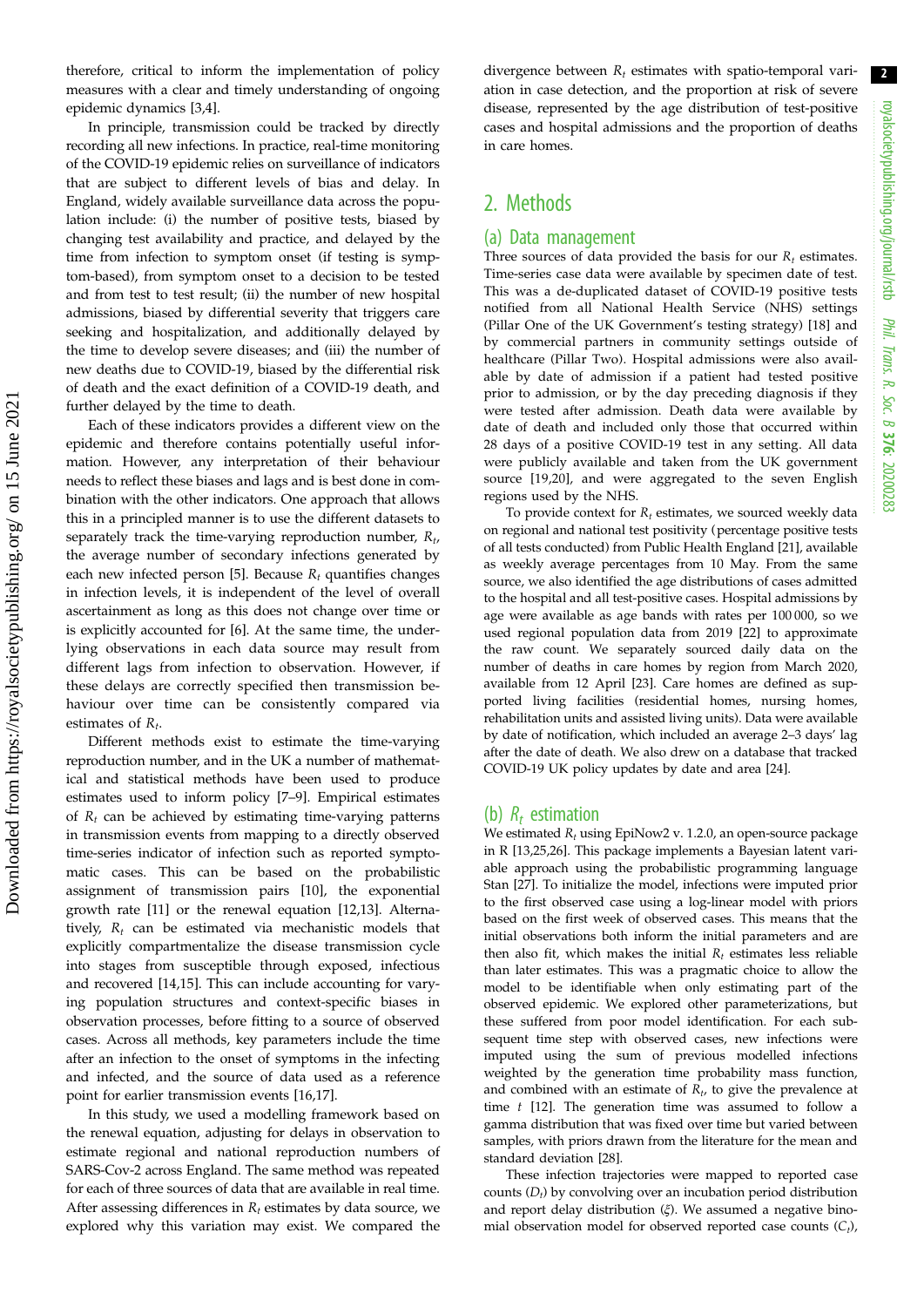therefore, critical to inform the implementation of policy measures with a clear and timely understanding of ongoing epidemic dynamics [3,4].

In principle, transmission could be tracked by directly recording all new infections. In practice, real-time monitoring of the COVID-19 epidemic relies on surveillance of indicators that are subject to different levels of bias and delay. In England, widely available surveillance data across the population include: (i) the number of positive tests, biased by changing test availability and practice, and delayed by the time from infection to symptom onset (if testing is symptom-based), from symptom onset to a decision to be tested and from test to test result; (ii) the number of new hospital admissions, biased by differential severity that triggers care seeking and hospitalization, and additionally delayed by the time to develop severe diseases; and (iii) the number of new deaths due to COVID-19, biased by the differential risk of death and the exact definition of a COVID-19 death, and further delayed by the time to death.

Each of these indicators provides a different view on the epidemic and therefore contains potentially useful information. However, any interpretation of their behaviour needs to reflect these biases and lags and is best done in combination with the other indicators. One approach that allows this in a principled manner is to use the different datasets to separately track the time-varying reproduction number, $R_t$, the average number of secondary infections generated by each new infected person [5]. Because $R_t$ quantifies changes in infection levels, it is independent of the level of overall ascertainment as long as this does not change over time or is explicitly accounted for [6]. At the same time, the underlying observations in each data source may result from different lags from infection to observation. However, if these delays are correctly specified then transmission behaviour over time can be consistently compared via estimates of $R_t$.

Different methods exist to estimate the time-varying reproduction number, and in the UK a number of mathematical and statistical methods have been used to produce estimates used to inform policy [7–9]. Empirical estimates of $R_t$ can be achieved by estimating time-varying patterns in transmission events from mapping to a directly observed time-series indicator of infection such as reported symptomatic cases. This can be based on the probabilistic assignment of transmission pairs [10], the exponential growth rate [11] or the renewal equation [12,13]. Alternatively, $R_t$ can be estimated via mechanistic models that explicitly compartmentalize the disease transmission cycle into stages from susceptible through exposed, infectious and recovered [14,15]. This can include accounting for varying population structures and context-specific biases in observation processes, before fitting to a source of observed cases. Across all methods, key parameters include the time after an infection to the onset of symptoms in the infecting and infected, and the source of data used as a reference point for earlier transmission events [16,17].

In this study, we used a modelling framework based on the renewal equation, adjusting for delays in observation to estimate regional and national reproduction numbers of SARS-Cov-2 across England. The same method was repeated for each of three sources of data that are available in real time. After assessing differences in $R_t$ estimates by data source, we explored why this variation may exist. We compared the divergence between $R_t$ estimates with spatio-temporal variation in case detection, and the proportion at risk of severe disease, represented by the age distribution of test-positive cases and hospital admissions and the proportion of deaths in care homes.

## 2. Methods

### (a) Data management

Three sources of data provided the basis for our $R_t$ estimates. Time-series case data were available by specimen date of test. This was a de-duplicated dataset of COVID-19 positive tests notified from all National Health Service (NHS) settings (Pillar One of the UK Government's testing strategy) [18] and by commercial partners in community settings outside of healthcare (Pillar Two). Hospital admissions were also available by date of admission if a patient had tested positive prior to admission, or by the day preceding diagnosis if they were tested after admission. Death data were available by date of death and included only those that occurred within 28 days of a positive COVID-19 test in any setting. All data were publicly available and taken from the UK government source [19,20], and were aggregated to the seven English regions used by the NHS.

To provide context for $R_t$ estimates, we sourced weekly data on regional and national test positivity (percentage positive tests of all tests conducted) from Public Health England [21], available as weekly average percentages from 10 May. From the same source, we also identified the age distributions of cases admitted to the hospital and all test-positive cases. Hospital admissions by age were available as age bands with rates per 100 000, so we used regional population data from 2019 [22] to approximate the raw count. We separately sourced daily data on the number of deaths in care homes by region from March 2020, available from 12 April [23]. Care homes are defined as supported living facilities (residential homes, nursing homes, rehabilitation units and assisted living units). Data were available by date of notification, which included an average 2–3 days' lag after the date of death. We also drew on a database that tracked COVID-19 UK policy updates by date and area [24].

### (b) $R_t$ estimation

We estimated $R_t$ using EpiNow2 v. 1.2.0, an open-source package in R [13,25,26]. This package implements a Bayesian latent variable approach using the probabilistic programming language Stan [27]. To initialize the model, infections were imputed prior to the first observed case using a log-linear model with priors based on the first week of observed cases. This means that the initial observations both inform the initial parameters and are then also fit, which makes the initial $R_t$ estimates less reliable than later estimates. This was a pragmatic choice to allow the model to be identifiable when only estimating part of the observed epidemic. We explored other parameterizations, but these suffered from poor model identification. For each subsequent time step with observed cases, new infections were imputed using the sum of previous modelled infections weighted by the generation time probability mass function, and combined with an estimate of $R_t$, to give the prevalence at time $t$ [12]. The generation time was assumed to follow a gamma distribution that was fixed over time but varied between samples, with priors drawn from the literature for the mean and standard deviation [28].

These infection trajectories were mapped to reported case counts ($D_t$) by convolving over an incubation period distribution and report delay distribution ($\xi$). We assumed a negative binomial observation model for observed reported case counts ($C_t$),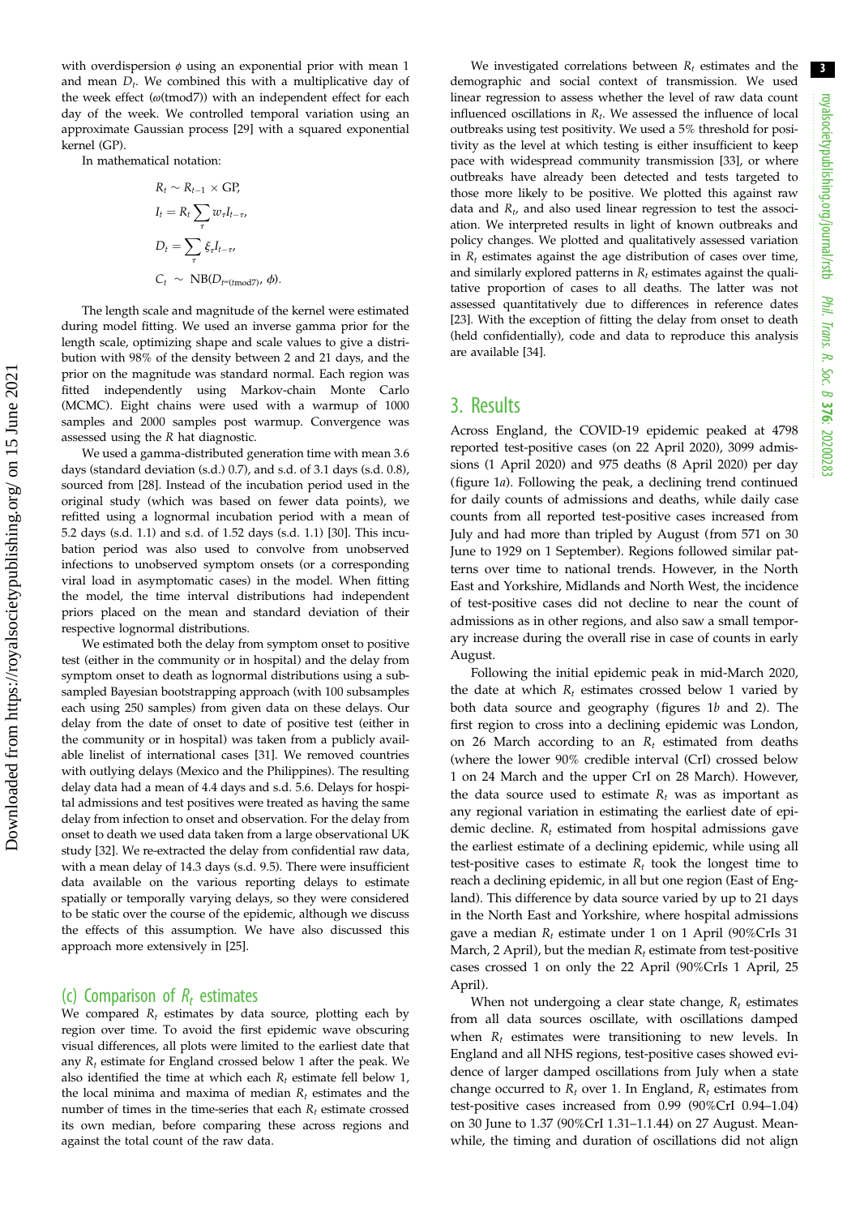with overdispersion $\phi$ using an exponential prior with mean 1 and mean $D_t$. We combined this with a multiplicative day of the week effect ($\omega$(tmod7)) with an independent effect for each day of the week. We controlled temporal variation using an approximate Gaussian process [29] with a squared exponential kernel (GP).

In mathematical notation:

$$R_t \sim R_{t-1} \times \text{GP},$$

$$I_t = R_t \sum_{\tau} w_\tau I_{t-\tau},$$

$$D_t = \sum_{\tau} \xi_\tau I_{t-\tau},$$

$$C_t \sim \text{NB}(D_{t^{\omega(t\text{mod}7)}}, \phi).$$

The length scale and magnitude of the kernel were estimated during model fitting. We used an inverse gamma prior for the length scale, optimizing shape and scale values to give a distribution with 98% of the density between 2 and 21 days, and the prior on the magnitude was standard normal. Each region was fitted independently using Markov-chain Monte Carlo (MCMC). Eight chains were used with a warmup of 1000 samples and 2000 samples post warmup. Convergence was assessed using the $R$ hat diagnostic.

We used a gamma-distributed generation time with mean 3.6 days (standard deviation (s.d.) 0.7), and s.d. of 3.1 days (s.d. 0.8), sourced from [28]. Instead of the incubation period used in the original study (which was based on fewer data points), we refitted using a lognormal incubation period with a mean of 5.2 days (s.d. 1.1) and s.d. of 1.52 days (s.d. 1.1) [30]. This incubation period was also used to convolve from unobserved infections to unobserved symptom onsets (or a corresponding viral load in asymptomatic cases) in the model. When fitting the model, the time interval distributions had independent priors placed on the mean and standard deviation of their respective lognormal distributions.

We estimated both the delay from symptom onset to positive test (either in the community or in hospital) and the delay from symptom onset to death as lognormal distributions using a subsampled Bayesian bootstrapping approach (with 100 subsamples each using 250 samples) from given data on these delays. Our delay from the date of onset to date of positive test (either in the community or in hospital) was taken from a publicly available linelist of international cases [31]. We removed countries with outlying delays (Mexico and the Philippines). The resulting delay data had a mean of 4.4 days and s.d. 5.6. Delays for hospital admissions and test positives were treated as having the same delay from infection to onset and observation. For the delay from onset to death we used data taken from a large observational UK study [32]. We re-extracted the delay from confidential raw data, with a mean delay of 14.3 days (s.d. 9.5). There were insufficient data available on the various reporting delays to estimate spatially or temporally varying delays, so they were considered to be static over the course of the epidemic, although we discuss the effects of this assumption. We have also discussed this approach more extensively in [25].

### (c) Comparison of $R_t$ estimates

We compared $R_t$ estimates by data source, plotting each by region over time. To avoid the first epidemic wave obscuring visual differences, all plots were limited to the earliest date that any $R_t$ estimate for England crossed below 1 after the peak. We also identified the time at which each $R_t$ estimate fell below 1, the local minima and maxima of median $R_t$ estimates and the number of times in the time-series that each $R_t$ estimate crossed its own median, before comparing these across regions and against the total count of the raw data.

We investigated correlations between $R_t$ estimates and the demographic and social context of transmission. We used linear regression to assess whether the level of raw data count influenced oscillations in $R_t$. We assessed the influence of local outbreaks using test positivity. We used a 5% threshold for positivity as the level at which testing is either insufficient to keep pace with widespread community transmission [33], or where outbreaks have already been detected and tests targeted to those more likely to be positive. We plotted this against raw data and $R_t$, and also used linear regression to test the association. We interpreted results in light of known outbreaks and policy changes. We plotted and qualitatively assessed variation in $R_t$ estimates against the age distribution of cases over time, and similarly explored patterns in $R_t$ estimates against the qualitative proportion of cases to all deaths. The latter was not assessed quantitatively due to differences in reference dates [23]. With the exception of fitting the delay from onset to death (held confidentially), code and data to reproduce this analysis are available [34].

## 3. Results

Across England, the COVID-19 epidemic peaked at 4798 reported test-positive cases (on 22 April 2020), 3099 admissions (1 April 2020) and 975 deaths (8 April 2020) per day (figure 1*a*). Following the peak, a declining trend continued for daily counts of admissions and deaths, while daily case counts from all reported test-positive cases increased from July and had more than tripled by August (from 571 on 30 June to 1929 on 1 September). Regions followed similar patterns over time to national trends. However, in the North East and Yorkshire, Midlands and North West, the incidence of test-positive cases did not decline to near the count of admissions as in other regions, and also saw a small temporary increase during the overall rise in case of counts in early August.

Following the initial epidemic peak in mid-March 2020, the date at which $R_t$ estimates crossed below 1 varied by both data source and geography (figures 1*b* and 2). The first region to cross into a declining epidemic was London, on 26 March according to an $R_t$ estimated from deaths (where the lower 90% credible interval (CrI) crossed below 1 on 24 March and the upper CrI on 28 March). However, the data source used to estimate $R_t$ was as important as any regional variation in estimating the earliest date of epidemic decline. $R_t$ estimated from hospital admissions gave the earliest estimate of a declining epidemic, while using all test-positive cases to estimate $R_t$ took the longest time to reach a declining epidemic, in all but one region (East of England). This difference by data source varied by up to 21 days in the North East and Yorkshire, where hospital admissions gave a median $R_t$ estimate under 1 on 1 April (90%CrIs 31 March, 2 April), but the median $R_t$ estimate from test-positive cases crossed 1 on only the 22 April (90%CrIs 1 April, 25 April).

When not undergoing a clear state change, $R_t$ estimates from all data sources oscillate, with oscillations damped when $R_t$ estimates were transitioning to new levels. In England and all NHS regions, test-positive cases showed evidence of larger damped oscillations from July when a state change occurred to $R_t$ over 1. In England, $R_t$ estimates from test-positive cases increased from 0.99 (90%CrI 0.94–1.04) on 30 June to 1.37 (90%CrI 1.31–1.1.44) on 27 August. Meanwhile, the timing and duration of oscillations did not align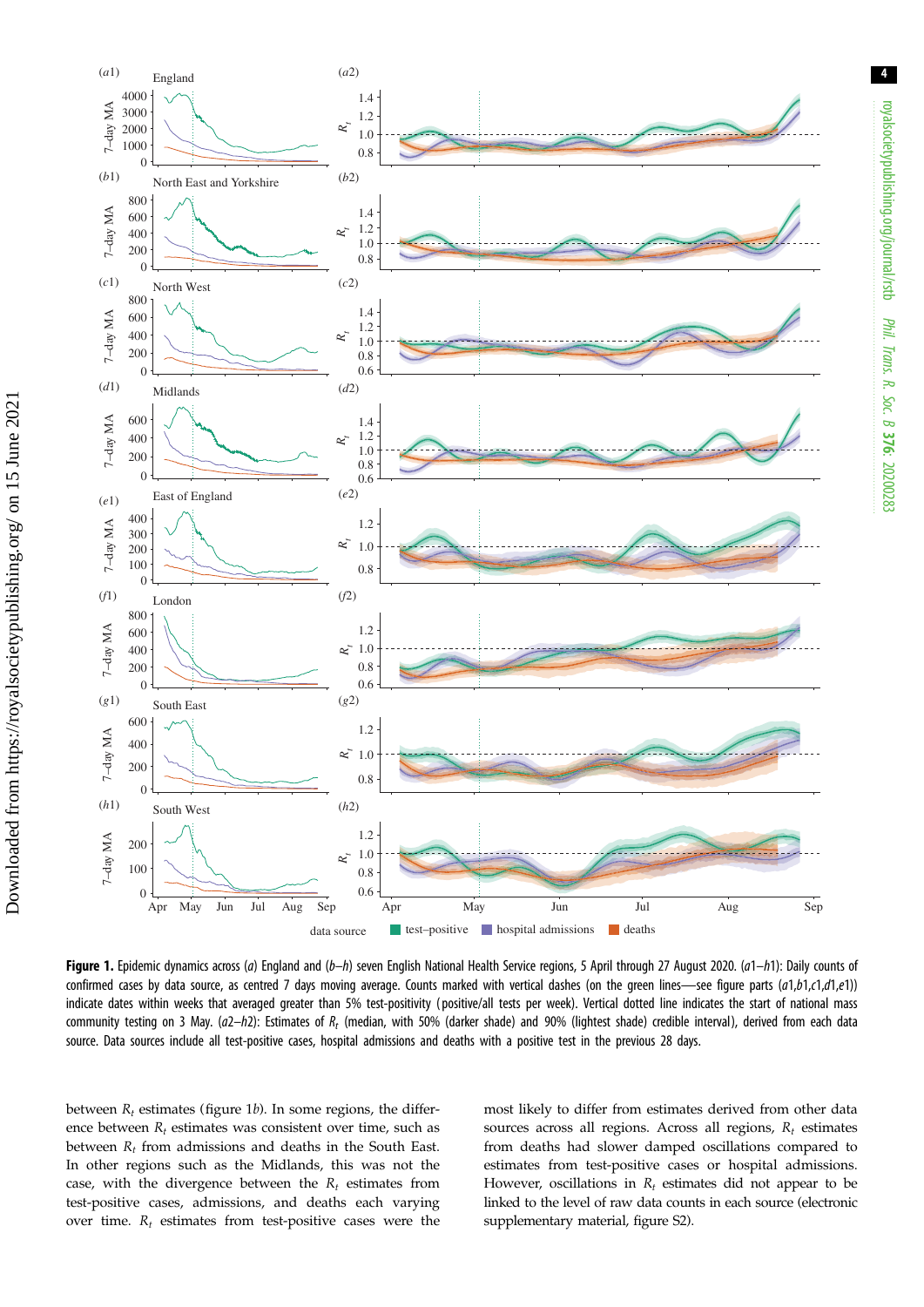**Figure 1.** Epidemic dynamics across (*a*) England and (*b*–*h*) seven English National Health Service regions, 5 April through 27 August 2020. (*a*1–*h*1): Daily counts of confirmed cases by data source, as centred 7 days moving average. Counts marked with vertical dashes (on the green lines—see figure parts (*a*1,*b*1,*c*1,*d*1,*e*1)) indicate dates within weeks that averaged greater than 5% test-positivity (positive/all tests per week). Vertical dotted line indicates the start of national mass community testing on 3 May. (*a*2–*h*2): Estimates of $R_t$ (median, with 50% (darker shade) and 90% (lightest shade) credible interval), derived from each data source. Data sources include all test-positive cases, hospital admissions and deaths with a positive test in the previous 28 days.

between $R_t$ estimates (figure 1*b*). In some regions, the difference between $R_t$ estimates was consistent over time, such as between $R_t$ from admissions and deaths in the South East. In other regions such as the Midlands, this was not the case, with the divergence between the $R_t$ estimates from test-positive cases, admissions, and deaths each varying over time. $R_t$ estimates from test-positive cases were the most likely to differ from estimates derived from other data sources across all regions. Across all regions, $R_t$ estimates from deaths had slower damped oscillations compared to estimates from test-positive cases or hospital admissions. However, oscillations in $R_t$ estimates did not appear to be linked to the level of raw data counts in each source (electronic supplementary material, figure S2).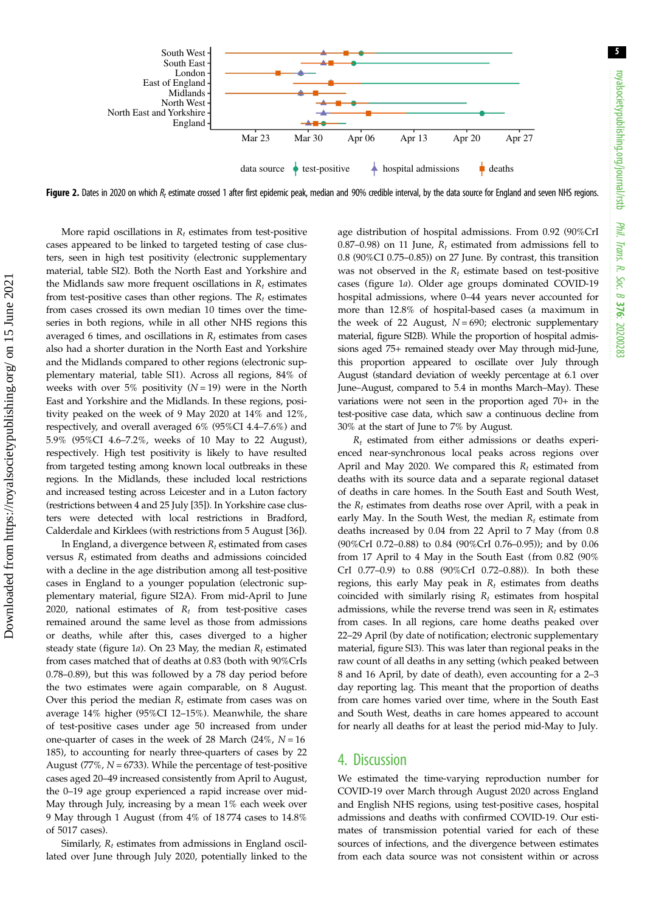**Figure 2.** Dates in 2020 on which $R_t$ estimate crossed 1 after first epidemic peak, median and 90% credible interval, by the data source for England and seven NHS regions.

More rapid oscillations in $R_t$ estimates from test-positive cases appeared to be linked to targeted testing of case clusters, seen in high test positivity (electronic supplementary material, table SI2). Both the North East and Yorkshire and the Midlands saw more frequent oscillations in $R_t$ estimates from test-positive cases than other regions. The $R_t$ estimates from cases crossed its own median 10 times over the time-series in both regions, while in all other NHS regions this averaged 6 times, and oscillations in $R_t$ estimates from cases also had a shorter duration in the North East and Yorkshire and the Midlands compared to other regions (electronic supplementary material, table SI1). Across all regions, 84% of weeks with over 5% positivity ($N = 19$) were in the North East and Yorkshire and the Midlands. In these regions, positivity peaked on the week of 9 May 2020 at 14% and 12%, respectively, and overall averaged 6% (95%CI 4.4–7.6%) and 5.9% (95%CI 4.6–7.2%, weeks of 10 May to 22 August), respectively. High test positivity is likely to have resulted from targeted testing among known local outbreaks in these regions. In the Midlands, these included local restrictions and increased testing across Leicester and in a Luton factory (restrictions between 4 and 25 July [35]). In Yorkshire case clusters were detected with local restrictions in Bradford, Calderdale and Kirklees (with restrictions from 5 August [36]).

In England, a divergence between $R_t$ estimated from cases versus $R_t$ estimated from deaths and admissions coincided with a decline in the age distribution among all test-positive cases in England to a younger population (electronic supplementary material, figure SI2A). From mid-April to June 2020, national estimates of $R_t$ from test-positive cases remained around the same level as those from admissions or deaths, while after this, cases diverged to a higher steady state (figure 1*a*). On 23 May, the median $R_t$ estimated from cases matched that of deaths at 0.83 (both with 90%CrIs 0.78–0.89), but this was followed by a 78 day period before the two estimates were again comparable, on 8 August. Over this period the median $R_t$ estimate from cases was on average 14% higher (95%CI 12–15%). Meanwhile, the share of test-positive cases under age 50 increased from under one-quarter of cases in the week of 28 March (24%, $N = 16$ 185), to accounting for nearly three-quarters of cases by 22 August (77%, $N = 6733$). While the percentage of test-positive cases aged 20–49 increased consistently from April to August, the 0–19 age group experienced a rapid increase over mid-May through July, increasing by a mean 1% each week over 9 May through 1 August (from 4% of 18 774 cases to 14.8% of 5017 cases).

Similarly, $R_t$ estimates from admissions in England oscillated over June through July 2020, potentially linked to the age distribution of hospital admissions. From 0.92 (90%CrI 0.87–0.98) on 11 June, $R_t$ estimated from admissions fell to 0.8 (90%CI 0.75–0.85)) on 27 June. By contrast, this transition was not observed in the $R_t$ estimate based on test-positive cases (figure 1*a*). Older age groups dominated COVID-19 hospital admissions, where 0–44 years never accounted for more than 12.8% of hospital-based cases (a maximum in the week of 22 August, $N = 690$; electronic supplementary material, figure SI2B). While the proportion of hospital admissions aged 75+ remained steady over May through mid-June, this proportion appeared to oscillate over July through August (standard deviation of weekly percentage at 6.1 over June–August, compared to 5.4 in months March–May). These variations were not seen in the proportion aged 70+ in the test-positive case data, which saw a continuous decline from 30% at the start of June to 7% by August.

$R_t$ estimated from either admissions or deaths experienced near-synchronous local peaks across regions over April and May 2020. We compared this $R_t$ estimated from deaths with its source data and a separate regional dataset of deaths in care homes. In the South East and South West, the $R_t$ estimates from deaths rose over April, with a peak in early May. In the South West, the median $R_t$ estimate from deaths increased by 0.04 from 22 April to 7 May (from 0.8 (90%CrI 0.72–0.88) to 0.84 (90%CrI 0.76–0.95)); and by 0.06 from 17 April to 4 May in the South East (from 0.82 (90% CrI 0.77–0.9) to 0.88 (90%CrI 0.72–0.88)). In both these regions, this early May peak in $R_t$ estimates from deaths coincided with similarly rising $R_t$ estimates from hospital admissions, while the reverse trend was seen in $R_t$ estimates from cases. In all regions, care home deaths peaked over 22–29 April (by date of notification; electronic supplementary material, figure SI3). This was later than regional peaks in the raw count of all deaths in any setting (which peaked between 8 and 16 April, by date of death), even accounting for a 2–3 day reporting lag. This meant that the proportion of deaths from care homes varied over time, where in the South East and South West, deaths in care homes appeared to account for nearly all deaths for at least the period mid-May to July.

## 4. Discussion

We estimated the time-varying reproduction number for COVID-19 over March through August 2020 across England and English NHS regions, using test-positive cases, hospital admissions and deaths with confirmed COVID-19. Our estimates of transmission potential varied for each of these sources of infections, and the divergence between estimates from each data source was not consistent within or across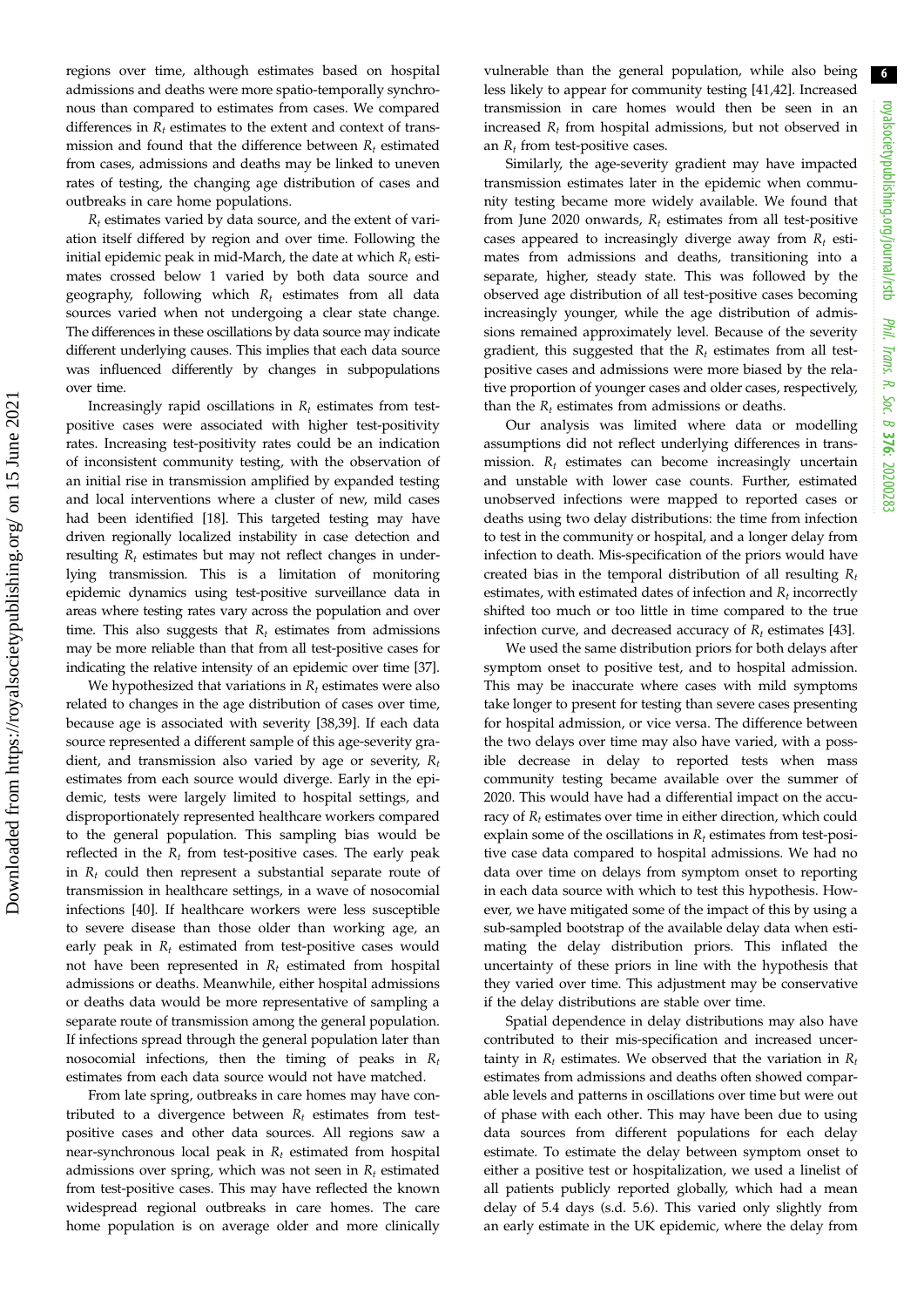regions over time, although estimates based on hospital admissions and deaths were more spatio-temporally synchronous than compared to estimates from cases. We compared differences in $R_t$ estimates to the extent and context of transmission and found that the difference between $R_t$ estimated from cases, admissions and deaths may be linked to uneven rates of testing, the changing age distribution of cases and outbreaks in care home populations.

$R_t$ estimates varied by data source, and the extent of variation itself differed by region and over time. Following the initial epidemic peak in mid-March, the date at which $R_t$ estimates crossed below 1 varied by both data source and geography, following which $R_t$ estimates from all data sources varied when not undergoing a clear state change. The differences in these oscillations by data source may indicate different underlying causes. This implies that each data source was influenced differently by changes in subpopulations over time.

Increasingly rapid oscillations in $R_t$ estimates from test-positive cases were associated with higher test-positivity rates. Increasing test-positivity rates could be an indication of inconsistent community testing, with the observation of an initial rise in transmission amplified by expanded testing and local interventions where a cluster of new, mild cases had been identified [18]. This targeted testing may have driven regionally localized instability in case detection and resulting $R_t$ estimates but may not reflect changes in underlying transmission. This is a limitation of monitoring epidemic dynamics using test-positive surveillance data in areas where testing rates vary across the population and over time. This also suggests that $R_t$ estimates from admissions may be more reliable than that from all test-positive cases for indicating the relative intensity of an epidemic over time [37].

We hypothesized that variations in $R_t$ estimates were also related to changes in the age distribution of cases over time, because age is associated with severity [38,39]. If each data source represented a different sample of this age-severity gradient, and transmission also varied by age or severity, $R_t$ estimates from each source would diverge. Early in the epidemic, tests were largely limited to hospital settings, and disproportionately represented healthcare workers compared to the general population. This sampling bias would be reflected in the $R_t$ from test-positive cases. The early peak in $R_t$ could then represent a substantial separate route of transmission in healthcare settings, in a wave of nosocomial infections [40]. If healthcare workers were less susceptible to severe disease than those older than working age, an early peak in $R_t$ estimated from test-positive cases would not have been represented in $R_t$ estimated from hospital admissions or deaths. Meanwhile, either hospital admissions or deaths data would be more representative of sampling a separate route of transmission among the general population. If infections spread through the general population later than nosocomial infections, then the timing of peaks in $R_t$ estimates from each data source would not have matched.

From late spring, outbreaks in care homes may have contributed to a divergence between $R_t$ estimates from test-positive cases and other data sources. All regions saw a near-synchronous local peak in $R_t$ estimated from hospital admissions over spring, which was not seen in $R_t$ estimated from test-positive cases. This may have reflected the known widespread regional outbreaks in care homes. The care home population is on average older and more clinically vulnerable than the general population, while also being less likely to appear for community testing [41,42]. Increased transmission in care homes would then be seen in an increased $R_t$ from hospital admissions, but not observed in an $R_t$ from test-positive cases.

Similarly, the age-severity gradient may have impacted transmission estimates later in the epidemic when community testing became more widely available. We found that from June 2020 onwards, $R_t$ estimates from all test-positive cases appeared to increasingly diverge away from $R_t$ estimates from admissions and deaths, transitioning into a separate, higher, steady state. This was followed by the observed age distribution of all test-positive cases becoming increasingly younger, while the age distribution of admissions remained approximately level. Because of the severity gradient, this suggested that the $R_t$ estimates from all test-positive cases and admissions were more biased by the relative proportion of younger cases and older cases, respectively, than the $R_t$ estimates from admissions or deaths.

Our analysis was limited where data or modelling assumptions did not reflect underlying differences in transmission. $R_t$ estimates can become increasingly uncertain and unstable with lower case counts. Further, estimated unobserved infections were mapped to reported cases or deaths using two delay distributions: the time from infection to test in the community or hospital, and a longer delay from infection to death. Mis-specification of the priors would have created bias in the temporal distribution of all resulting $R_t$ estimates, with estimated dates of infection and $R_t$ incorrectly shifted too much or too little in time compared to the true infection curve, and decreased accuracy of $R_t$ estimates [43].

We used the same distribution priors for both delays after symptom onset to positive test, and to hospital admission. This may be inaccurate where cases with mild symptoms take longer to present for testing than severe cases presenting for hospital admission, or vice versa. The difference between the two delays over time may also have varied, with a possible decrease in delay to reported tests when mass community testing became available over the summer of 2020. This would have had a differential impact on the accuracy of $R_t$ estimates over time in either direction, which could explain some of the oscillations in $R_t$ estimates from test-positive case data compared to hospital admissions. We had no data over time on delays from symptom onset to reporting in each data source with which to test this hypothesis. However, we have mitigated some of the impact of this by using a sub-sampled bootstrap of the available delay data when estimating the delay distribution priors. This inflated the uncertainty of these priors in line with the hypothesis that they varied over time. This adjustment may be conservative if the delay distributions are stable over time.

Spatial dependence in delay distributions may also have contributed to their mis-specification and increased uncertainty in $R_t$ estimates. We observed that the variation in $R_t$ estimates from admissions and deaths often showed comparable levels and patterns in oscillations over time but were out of phase with each other. This may have been due to using data sources from different populations for each delay estimate. To estimate the delay between symptom onset to either a positive test or hospitalization, we used a linelist of all patients publicly reported globally, which had a mean delay of 5.4 days (s.d. 5.6). This varied only slightly from an early estimate in the UK epidemic, where the delay from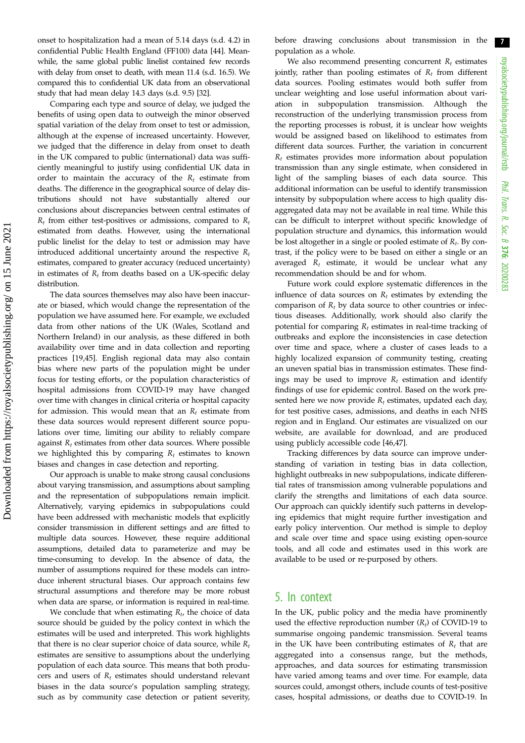onset to hospitalization had a mean of 5.14 days (s.d. 4.2) in confidential Public Health England (FF100) data [44]. Meanwhile, the same global public linelist contained few records with delay from onset to death, with mean 11.4 (s.d. 16.5). We compared this to confidential UK data from an observational study that had mean delay 14.3 days (s.d. 9.5) [32].

Comparing each type and source of delay, we judged the benefits of using open data to outweigh the minor observed spatial variation of the delay from onset to test or admission, although at the expense of increased uncertainty. However, we judged that the difference in delay from onset to death in the UK compared to public (international) data was sufficiently meaningful to justify using confidential UK data in order to maintain the accuracy of the $R_t$ estimate from deaths. The difference in the geographical source of delay distributions should not have substantially altered our conclusions about discrepancies between central estimates of $R_t$ from either test-positives or admissions, compared to $R_t$ estimated from deaths. However, using the international public linelist for the delay to test or admission may have introduced additional uncertainty around the respective $R_t$ estimates, compared to greater accuracy (reduced uncertainty) in estimates of $R_t$ from deaths based on a UK-specific delay distribution.

The data sources themselves may also have been inaccurate or biased, which would change the representation of the population we have assumed here. For example, we excluded data from other nations of the UK (Wales, Scotland and Northern Ireland) in our analysis, as these differed in both availability over time and in data collection and reporting practices [19,45]. English regional data may also contain bias where new parts of the population might be under focus for testing efforts, or the population characteristics of hospital admissions from COVID-19 may have changed over time with changes in clinical criteria or hospital capacity for admission. This would mean that an $R_t$ estimate from these data sources would represent different source populations over time, limiting our ability to reliably compare against $R_t$ estimates from other data sources. Where possible we highlighted this by comparing $R_t$ estimates to known biases and changes in case detection and reporting.

Our approach is unable to make strong causal conclusions about varying transmission, and assumptions about sampling and the representation of subpopulations remain implicit. Alternatively, varying epidemics in subpopulations could have been addressed with mechanistic models that explicitly consider transmission in different settings and are fitted to multiple data sources. However, these require additional assumptions, detailed data to parameterize and may be time-consuming to develop. In the absence of data, the number of assumptions required for these models can introduce inherent structural biases. Our approach contains few structural assumptions and therefore may be more robust when data are sparse, or information is required in real-time.

We conclude that when estimating $R_t$, the choice of data source should be guided by the policy context in which the estimates will be used and interpreted. This work highlights that there is no clear superior choice of data source, while $R_t$ estimates are sensitive to assumptions about the underlying population of each data source. This means that both producers and users of $R_t$ estimates should understand relevant biases in the data source's population sampling strategy, such as by community case detection or patient severity, before drawing conclusions about transmission in the population as a whole.

We also recommend presenting concurrent $R_t$ estimates jointly, rather than pooling estimates of $R_t$ from different data sources. Pooling estimates would both suffer from unclear weighting and lose useful information about variation in subpopulation transmission. Although the reconstruction of the underlying transmission process from the reporting processes is robust, it is unclear how weights would be assigned based on likelihood to estimates from different data sources. Further, the variation in concurrent $R_t$ estimates provides more information about population transmission than any single estimate, when considered in light of the sampling biases of each data source. This additional information can be useful to identify transmission intensity by subpopulation where access to high quality disaggregated data may not be available in real time. While this can be difficult to interpret without specific knowledge of population structure and dynamics, this information would be lost altogether in a single or pooled estimate of $R_t$. By contrast, if the policy were to be based on either a single or an averaged $R_t$ estimate, it would be unclear what any recommendation should be and for whom.

Future work could explore systematic differences in the influence of data sources on $R_t$ estimates by extending the comparison of $R_t$ by data source to other countries or infectious diseases. Additionally, work should also clarify the potential for comparing $R_t$ estimates in real-time tracking of outbreaks and explore the inconsistencies in case detection over time and space, where a cluster of cases leads to a highly localized expansion of community testing, creating an uneven spatial bias in transmission estimates. These findings may be used to improve $R_t$ estimation and identify findings of use for epidemic control. Based on the work presented here we now provide $R_t$ estimates, updated each day, for test positive cases, admissions, and deaths in each NHS region and in England. Our estimates are visualized on our website, are available for download, and are produced using publicly accessible code [46,47].

Tracking differences by data source can improve understanding of variation in testing bias in data collection, highlight outbreaks in new subpopulations, indicate differential rates of transmission among vulnerable populations and clarify the strengths and limitations of each data source. Our approach can quickly identify such patterns in developing epidemics that might require further investigation and early policy intervention. Our method is simple to deploy and scale over time and space using existing open-source tools, and all code and estimates used in this work are available to be used or re-purposed by others.

## 5. In context

In the UK, public policy and the media have prominently used the effective reproduction number ($R_t$) of COVID-19 to summarise ongoing pandemic transmission. Several teams in the UK have been contributing estimates of $R_t$ that are aggregated into a consensus range, but the methods, approaches, and data sources for estimating transmission have varied among teams and over time. For example, data sources could, amongst others, include counts of test-positive cases, hospital admissions, or deaths due to COVID-19. In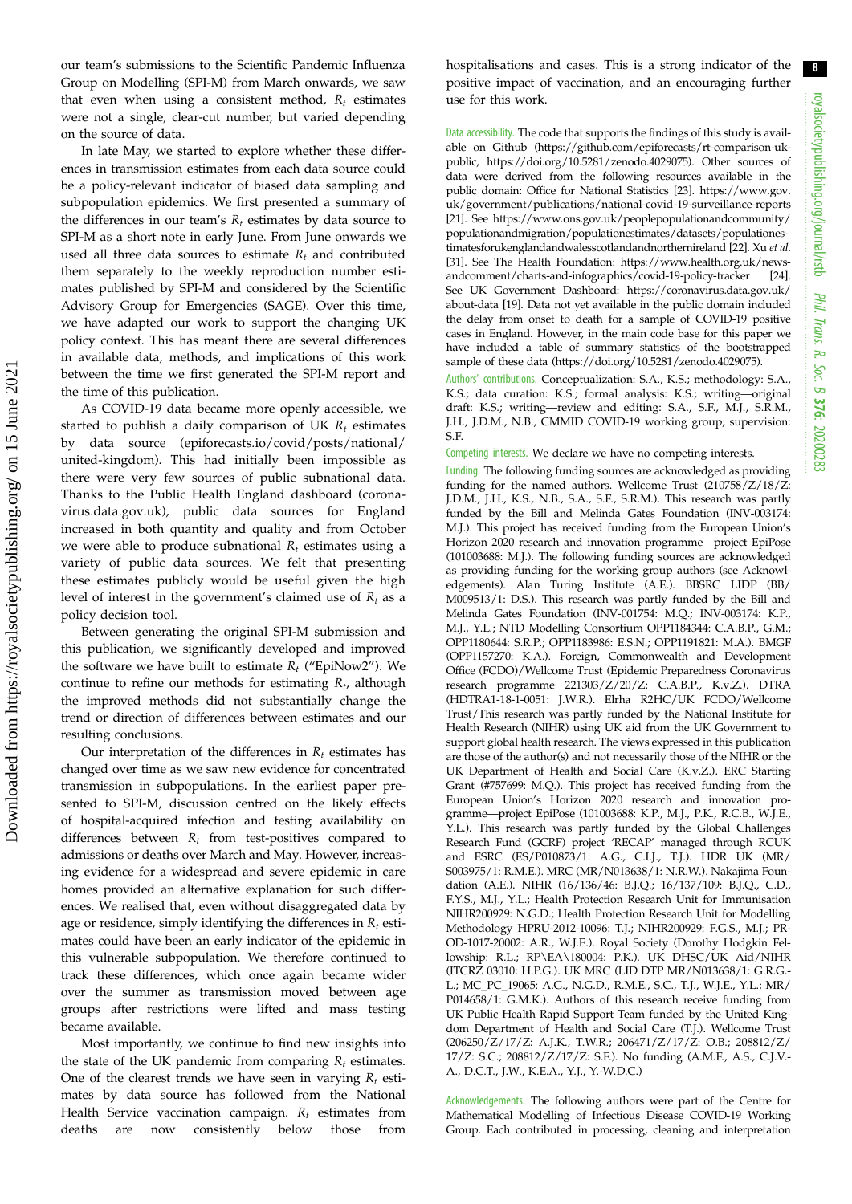our team's submissions to the Scientific Pandemic Influenza Group on Modelling (SPI-M) from March onwards, we saw that even when using a consistent method, $R_t$ estimates were not a single, clear-cut number, but varied depending on the source of data.

In late May, we started to explore whether these differences in transmission estimates from each data source could be a policy-relevant indicator of biased data sampling and subpopulation epidemics. We first presented a summary of the differences in our team's $R_t$ estimates by data source to SPI-M as a short note in early June. From June onwards we used all three data sources to estimate $R_t$ and contributed them separately to the weekly reproduction number estimates published by SPI-M and considered by the Scientific Advisory Group for Emergencies (SAGE). Over this time, we have adapted our work to support the changing UK policy context. This has meant there are several differences in available data, methods, and implications of this work between the time we first generated the SPI-M report and the time of this publication.

As COVID-19 data became more openly accessible, we started to publish a daily comparison of UK $R_t$ estimates by data source (epiforecasts.io/covid/posts/national/united-kingdom). This had initially been impossible as there were very few sources of public subnational data. Thanks to the Public Health England dashboard (coronavirus.data.gov.uk), public data sources for England increased in both quantity and quality and from October we were able to produce subnational $R_t$ estimates using a variety of public data sources. We felt that presenting these estimates publicly would be useful given the high level of interest in the government's claimed use of $R_t$ as a policy decision tool.

Between generating the original SPI-M submission and this publication, we significantly developed and improved the software we have built to estimate $R_t$ ("EpiNow2"). We continue to refine our methods for estimating $R_t$, although the improved methods did not substantially change the trend or direction of differences between estimates and our resulting conclusions.

Our interpretation of the differences in $R_t$ estimates has changed over time as we saw new evidence for concentrated transmission in subpopulations. In the earliest paper presented to SPI-M, discussion centred on the likely effects of hospital-acquired infection and testing availability on differences between $R_t$ from test-positives compared to admissions or deaths over March and May. However, increasing evidence for a widespread and severe epidemic in care homes provided an alternative explanation for such differences. We realised that, even without disaggregated data by age or residence, simply identifying the differences in $R_t$ estimates could have been an early indicator of the epidemic in this vulnerable subpopulation. We therefore continued to track these differences, which once again became wider over the summer as transmission moved between age groups after restrictions were lifted and mass testing became available.

Most importantly, we continue to find new insights into the state of the UK pandemic from comparing $R_t$ estimates. One of the clearest trends we have seen in varying $R_t$ estimates by data source has followed from the National Health Service vaccination campaign. $R_t$ estimates from deaths are now consistently below those from hospitalisations and cases. This is a strong indicator of the positive impact of vaccination, and an encouraging further use for this work.

Data accessibility. The code that supports the findings of this study is available on Github (https://github.com/epiforecasts/rt-comparison-uk-public, https://doi.org/10.5281/zenodo.4029075). Other sources of data were derived from the following resources available in the public domain: Office for National Statistics [23]. https://www.gov.uk/government/publications/national-covid-19-surveillance-reports [21]. See https://www.ons.gov.uk/peoplepopulationandcommunity/populationandmigration/populationestimates/datasets/populationestimatesforukenglandandwalesscotlandandnorthernireland [22]. Xu *et al.* [31]. See The Health Foundation: https://www.health.org.uk/news-andcomment/charts-and-infographics/covid-19-policy-tracker [24]. See UK Government Dashboard: https://coronavirus.data.gov.uk/about-data [19]. Data not yet available in the public domain included the delay from onset to death for a sample of COVID-19 positive cases in England. However, in the main code base for this paper we have included a table of summary statistics of the bootstrapped sample of these data (https://doi.org/10.5281/zenodo.4029075).

Authors' contributions. Conceptualization: S.A., K.S.; methodology: S.A., K.S.; data curation: K.S.; formal analysis: K.S.; writing—original draft: K.S.; writing—review and editing: S.A., S.F., M.J., S.R.M., J.H., J.D.M., N.B., CMMID COVID-19 working group; supervision: S.F.

Competing interests. We declare we have no competing interests.

Funding. The following funding sources are acknowledged as providing funding for the named authors. Wellcome Trust (210758/Z/18/Z: J.D.M., J.H., K.S., N.B., S.A., S.F., S.R.M.). This research was partly funded by the Bill and Melinda Gates Foundation (INV-003174: M.J.). This project has received funding from the European Union's Horizon 2020 research and innovation programme—project EpiPose (101003688: M.J.). The following funding sources are acknowledged as providing funding for the working group authors (see Acknowledgements). Alan Turing Institute (A.E.). BBSRC LIDP (BB/M009513/1: D.S.). This research was partly funded by the Bill and Melinda Gates Foundation (INV-001754: M.Q.; INV-003174: K.P., M.J., Y.L.; NTD Modelling Consortium OPP1184344: C.A.B.P., G.M.; OPP1180644: S.R.P.; OPP1183986: E.S.N.; OPP1191821: M.A.). BMGF (OPP1157270: K.A.). Foreign, Commonwealth and Development Office (FCDO)/Wellcome Trust (Epidemic Preparedness Coronavirus research programme 221303/Z/20/Z: C.A.B.P., K.v.Z.). DTRA (HDTRA1-18-1-0051: J.W.R.). Elrha R2HC/UK FCDO/Wellcome Trust/This research was partly funded by the National Institute for Health Research (NIHR) using UK aid from the UK Government to support global health research. The views expressed in this publication are those of the author(s) and not necessarily those of the NIHR or the UK Department of Health and Social Care (K.v.Z.). ERC Starting Grant (#757699: M.Q.). This project has received funding from the European Union's Horizon 2020 research and innovation programme—project EpiPose (101003688: K.P., M.J., P.K., R.C.B., W.J.E., Y.L.). This research was partly funded by the Global Challenges Research Fund (GCRF) project 'RECAP' managed through RCUK and ESRC (ES/P010873/1: A.G., C.I.J., T.J.). HDR UK (MR/S003975/1: R.M.E.). MRC (MR/N013638/1: N.R.W.). Nakajima Foundation (A.E.). NIHR (16/136/46: B.J.Q.; 16/137/109: B.J.Q., C.D., F.Y.S., M.J., Y.L.; Health Protection Research Unit for Immunisation NIHR200929: N.G.D.; Health Protection Research Unit for Modelling Methodology HPRU-2012-10096: T.J.; NIHR200929: F.G.S., M.J.; PR-OD-1017-20002: A.R., W.J.E.). Royal Society (Dorothy Hodgkin Fellowship: R.L.; RP\EA\180004: P.K.). UK DHSC/UK Aid/NIHR (ITCRZ 03010: H.P.G.). UK MRC (LID DTP MR/N013638/1: G.R.G.-L.; MC_PC_19065: A.G., N.G.D., R.M.E., S.C., T.J., W.J.E., Y.L.; MR/P014658/1: G.M.K.). Authors of this research receive funding from UK Public Health Rapid Support Team funded by the United Kingdom Department of Health and Social Care (T.J.). Wellcome Trust (206250/Z/17/Z: A.J.K., T.W.R.; 206471/Z/17/Z: O.B.; 208812/Z/17/Z: S.C.; 208812/Z/17/Z: S.F.). No funding (A.M.F., A.S., C.J.V.-A., D.C.T., J.W., K.E.A., Y.J., Y.-W.D.C.)

Acknowledgements. The following authors were part of the Centre for Mathematical Modelling of Infectious Disease COVID-19 Working Group. Each contributed in processing, cleaning and interpretation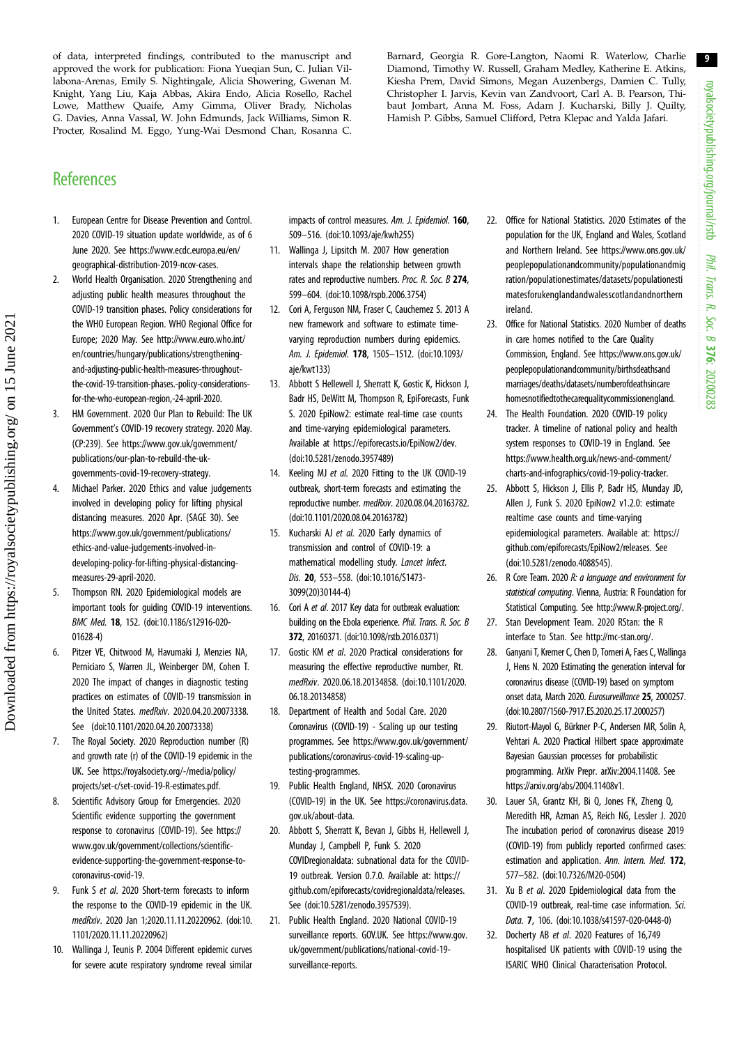of data, interpreted findings, contributed to the manuscript and approved the work for publication: Fiona Yueqian Sun, C. Julian Villabona-Arenas, Emily S. Nightingale, Alicia Showering, Gwenan M. Knight, Yang Liu, Kaja Abbas, Akira Endo, Alicia Rosello, Rachel Lowe, Matthew Quaife, Amy Gimma, Oliver Brady, Nicholas G. Davies, Anna Vassal, W. John Edmunds, Jack Williams, Simon R. Procter, Rosalind M. Eggo, Yung-Wai Desmond Chan, Rosanna C. Barnard, Georgia R. Gore-Langton, Naomi R. Waterlow, Charlie Diamond, Timothy W. Russell, Graham Medley, Katherine E. Atkins, Kiesha Prem, David Simons, Megan Auzenbergs, Damien C. Tully, Christopher I. Jarvis, Kevin van Zandvoort, Carl A. B. Pearson, Thibaut Jombart, Anna M. Foss, Adam J. Kucharski, Billy J. Quilty, Hamish P. Gibbs, Samuel Clifford, Petra Klepac and Yalda Jafari.

## References

1. European Centre for Disease Prevention and Control. 2020 COVID-19 situation update worldwide, as of 6 June 2020. See https://www.ecdc.europa.eu/en/geographical-distribution-2019-ncov-cases.
2. World Health Organisation. 2020 Strengthening and adjusting public health measures throughout the COVID-19 transition phases. Policy considerations for the WHO European Region. WHO Regional Office for Europe; 2020 May. See http://www.euro.who.int/en/countries/hungary/publications/strengthening-and-adjusting-public-health-measures-throughout-the-covid-19-transition-phases.-policy-considerations-for-the-who-european-region,-24-april-2020.
3. HM Government. 2020 Our Plan to Rebuild: The UK Government's COVID-19 recovery strategy. 2020 May. (CP:239). See https://www.gov.uk/government/publications/our-plan-to-rebuild-the-uk-governments-covid-19-recovery-strategy.
4. Michael Parker. 2020 Ethics and value judgements involved in developing policy for lifting physical distancing measures. 2020 Apr. (SAGE 30). See https://www.gov.uk/government/publications/ethics-and-value-judgements-involved-in-developing-policy-for-lifting-physical-distancing-measures-29-april-2020.
5. Thompson RN. 2020 Epidemiological models are important tools for guiding COVID-19 interventions. *BMC Med.* **18**, 152. (doi:10.1186/s12916-020-01628-4)
6. Pitzer VE, Chitwood M, Havumaki J, Menzies NA, Perniciaro S, Warren JL, Weinberger DM, Cohen T. 2020 The impact of changes in diagnostic testing practices on estimates of COVID-19 transmission in the United States. *medRxiv*. 2020.04.20.20073338. See (doi:10.1101/2020.04.20.20073338)
7. The Royal Society. 2020 Reproduction number (R) and growth rate (r) of the COVID-19 epidemic in the UK. See https://royalsociety.org/-/media/policy/projects/set-c/set-covid-19-R-estimates.pdf.
8. Scientific Advisory Group for Emergencies. 2020 Scientific evidence supporting the government response to coronavirus (COVID-19). See https://www.gov.uk/government/collections/scientific-evidence-supporting-the-government-response-to-coronavirus-covid-19.
9. Funk S *et al*. 2020 Short-term forecasts to inform the response to the COVID-19 epidemic in the UK. *medRxiv*. 2020 Jan 1;2020.11.11.20220962. (doi:10.1101/2020.11.11.20220962)
10. Wallinga J, Teunis P. 2004 Different epidemic curves for severe acute respiratory syndrome reveal similar impacts of control measures. *Am. J. Epidemiol.* **160**, 509–516. (doi:10.1093/aje/kwh255)
11. Wallinga J, Lipsitch M. 2007 How generation intervals shape the relationship between growth rates and reproductive numbers. *Proc. R. Soc. B* **274**, 599–604. (doi:10.1098/rspb.2006.3754)
12. Cori A, Ferguson NM, Fraser C, Cauchemez S. 2013 A new framework and software to estimate time-varying reproduction numbers during epidemics. *Am. J. Epidemiol.* **178**, 1505–1512. (doi:10.1093/aje/kwt133)
13. Abbott S Hellewell J, Sherratt K, Gostic K, Hickson J, Badr HS, DeWitt M, Thompson R, EpiForecasts, Funk S. 2020 EpiNow2: estimate real-time case counts and time-varying epidemiological parameters. Available at https://epiforecasts.io/EpiNow2/dev. (doi:10.5281/zenodo.3957489)
14. Keeling MJ *et al.* 2020 Fitting to the UK COVID-19 outbreak, short-term forecasts and estimating the reproductive number. *medRxiv*. 2020.08.04.20163782. (doi:10.1101/2020.08.04.20163782)
15. Kucharski AJ *et al.* 2020 Early dynamics of transmission and control of COVID-19: a mathematical modelling study. *Lancet Infect. Dis.* **20**, 553–558. (doi:10.1016/S1473-3099(20)30144-4)
16. Cori A *et al.* 2017 Key data for outbreak evaluation: building on the Ebola experience. *Phil. Trans. R. Soc. B* **372**, 20160371. (doi:10.1098/rstb.2016.0371)
17. Gostic KM *et al*. 2020 Practical considerations for measuring the effective reproductive number, Rt. *medRxiv*. 2020.06.18.20134858. (doi:10.1101/2020.06.18.20134858)
18. Department of Health and Social Care. 2020 Coronavirus (COVID-19) - Scaling up our testing programmes. See https://www.gov.uk/government/publications/coronavirus-covid-19-scaling-up-testing-programmes.
19. Public Health England, NHSX. 2020 Coronavirus (COVID-19) in the UK. See https://coronavirus.data.gov.uk/about-data.
20. Abbott S, Sherratt K, Bevan J, Gibbs H, Hellewell J, Munday J, Campbell P, Funk S. 2020 COVIDregionaldata: subnational data for the COVID-19 outbreak. Version 0.7.0. Available at: https://github.com/epiforecasts/covidregionaldata/releases. See (doi:10.5281/zenodo.3957539).
21. Public Health England. 2020 National COVID-19 surveillance reports. GOV.UK. See https://www.gov.uk/government/publications/national-covid-19-surveillance-reports.
22. Office for National Statistics. 2020 Estimates of the population for the UK, England and Wales, Scotland and Northern Ireland. See https://www.ons.gov.uk/peoplepopulationandcommunity/populationandmigration/populationestimates/datasets/populationestimatesforukenglandandwalesscotlandandnorthernireland.
23. Office for National Statistics. 2020 Number of deaths in care homes notified to the Care Quality Commission, England. See https://www.ons.gov.uk/peoplepopulationandcommunity/birthsdeathsandmarriages/deaths/datasets/numberofdeathsincarehomesnotifiedtothecarequalitycommissionengland.
24. The Health Foundation. 2020 COVID-19 policy tracker. A timeline of national policy and health system responses to COVID-19 in England. See https://www.health.org.uk/news-and-comment/charts-and-infographics/covid-19-policy-tracker.
25. Abbott S, Hickson J, Ellis P, Badr HS, Munday JD, Allen J, Funk S. 2020 EpiNow2 v1.2.0: estimate realtime case counts and time-varying epidemiological parameters. Available at: https://github.com/epiforecasts/EpiNow2/releases. See (doi:10.5281/zenodo.4088545).
26. R Core Team. 2020 *R: a language and environment for statistical computing*. Vienna, Austria: R Foundation for Statistical Computing. See http://www.R-project.org/.
27. Stan Development Team. 2020 RStan: the R interface to Stan. See http://mc-stan.org/.
28. Ganyani T, Kremer C, Chen D, Torneri A, Faes C, Wallinga J, Hens N. 2020 Estimating the generation interval for coronavirus disease (COVID-19) based on symptom onset data, March 2020. *Eurosurveillance* **25**, 2000257. (doi:10.2807/1560-7917.ES.2020.25.17.2000257)
29. Riutort-Mayol G, Bürkner P-C, Andersen MR, Solin A, Vehtari A. 2020 Practical Hilbert space approximate Bayesian Gaussian processes for probabilistic programming. ArXiv Prepr. arXiv:2004.11408. See https://arxiv.org/abs/2004.11408v1.
30. Lauer SA, Grantz KH, Bi Q, Jones FK, Zheng Q, Meredith HR, Azman AS, Reich NG, Lessler J. 2020 The incubation period of coronavirus disease 2019 (COVID-19) from publicly reported confirmed cases: estimation and application. *Ann. Intern. Med.* **172**, 577–582. (doi:10.7326/M20-0504)
31. Xu B *et al*. 2020 Epidemiological data from the COVID-19 outbreak, real-time case information. *Sci. Data.* **7**, 106. (doi:10.1038/s41597-020-0448-0)
32. Docherty AB *et al*. 2020 Features of 16,749 hospitalised UK patients with COVID-19 using the ISARIC WHO Clinical Characterisation Protocol.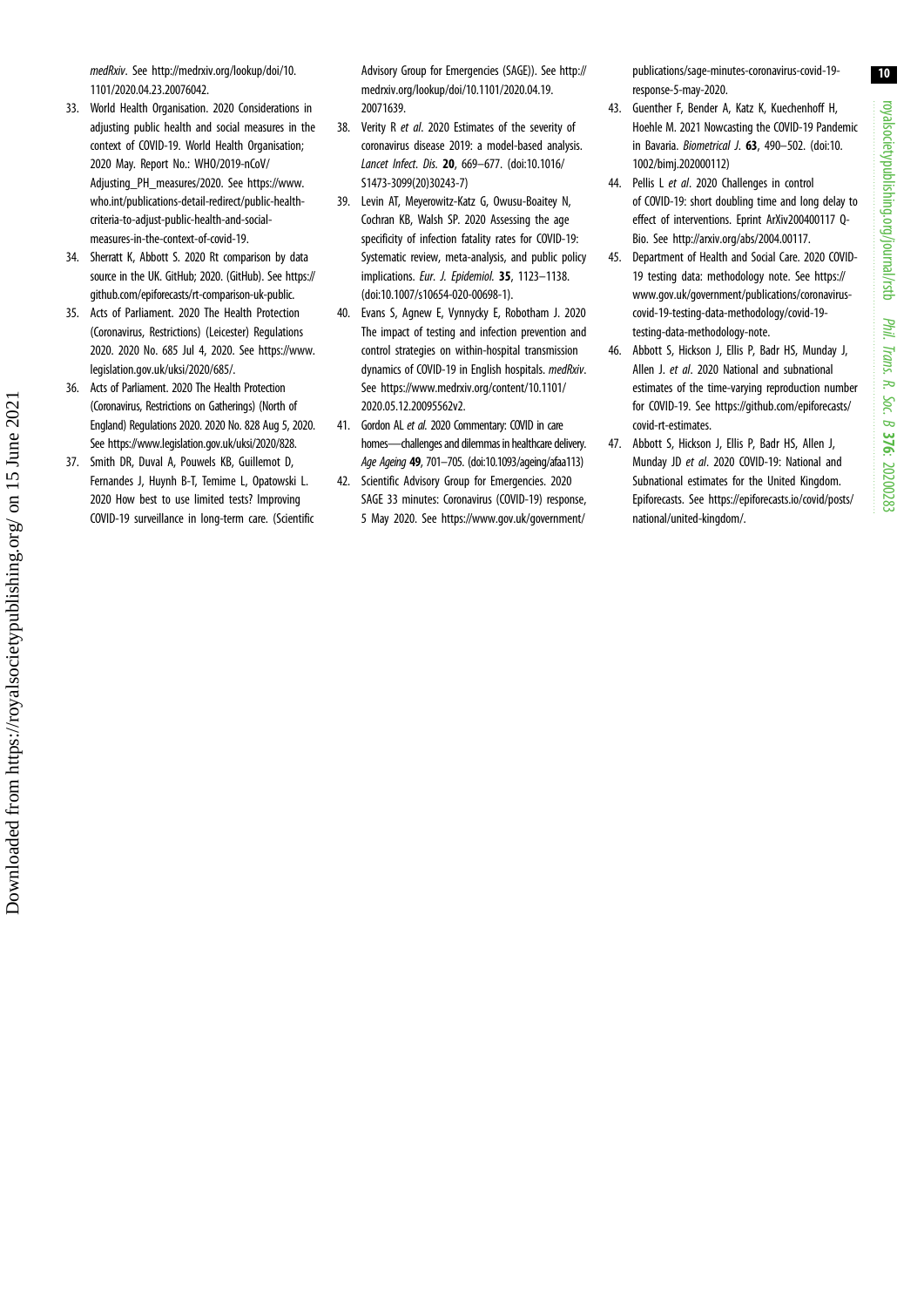*medRxiv*. See http://medrxiv.org/lookup/doi/10.1101/2020.04.23.20076042.

33. World Health Organisation. 2020 Considerations in adjusting public health and social measures in the context of COVID-19. World Health Organisation; 2020 May. Report No.: WHO/2019-nCoV/Adjusting_PH_measures/2020. See https://www.who.int/publications-detail-redirect/public-health-criteria-to-adjust-public-health-and-social-measures-in-the-context-of-covid-19.
34. Sherratt K, Abbott S. 2020 Rt comparison by data source in the UK. GitHub; 2020. (GitHub). See https://github.com/epiforecasts/rt-comparison-uk-public.
35. Acts of Parliament. 2020 The Health Protection (Coronavirus, Restrictions) (Leicester) Regulations 2020. 2020 No. 685 Jul 4, 2020. See https://www.legislation.gov.uk/uksi/2020/685/.
36. Acts of Parliament. 2020 The Health Protection (Coronavirus, Restrictions on Gatherings) (North of England) Regulations 2020. 2020 No. 828 Aug 5, 2020. See https://www.legislation.gov.uk/uksi/2020/828.
37. Smith DR, Duval A, Pouwels KB, Guillemot D, Fernandes J, Huynh B-T, Temime L, Opatowski L. 2020 How best to use limited tests? Improving COVID-19 surveillance in long-term care. (Scientific Advisory Group for Emergencies (SAGE)). See http://medrxiv.org/lookup/doi/10.1101/2020.04.19.20071639.
38. Verity R *et al*. 2020 Estimates of the severity of coronavirus disease 2019: a model-based analysis. *Lancet Infect. Dis.* **20**, 669–677. (doi:10.1016/S1473-3099(20)30243-7)
39. Levin AT, Meyerowitz-Katz G, Owusu-Boaitey N, Cochran KB, Walsh SP. 2020 Assessing the age specificity of infection fatality rates for COVID-19: Systematic review, meta-analysis, and public policy implications. *Eur. J. Epidemiol.* **35**, 1123–1138. (doi:10.1007/s10654-020-00698-1).
40. Evans S, Agnew E, Vynnycky E, Robotham J. 2020 The impact of testing and infection prevention and control strategies on within-hospital transmission dynamics of COVID-19 in English hospitals. *medRxiv*. See https://www.medrxiv.org/content/10.1101/2020.05.12.20095562v2.
41. Gordon AL *et al.* 2020 Commentary: COVID in care homes—challenges and dilemmas in healthcare delivery. *Age Ageing* **49**, 701–705. (doi:10.1093/ageing/afaa113)
42. Scientific Advisory Group for Emergencies. 2020 SAGE 33 minutes: Coronavirus (COVID-19) response, 5 May 2020. See https://www.gov.uk/government/publications/sage-minutes-coronavirus-covid-19-response-5-may-2020.
43. Guenther F, Bender A, Katz K, Kuechenhoff H, Hoehle M. 2021 Nowcasting the COVID-19 Pandemic in Bavaria. *Biometrical J.* **63**, 490–502. (doi:10.1002/bimj.202000112)
44. Pellis L *et al*. 2020 Challenges in control of COVID-19: short doubling time and long delay to effect of interventions. Eprint ArXiv200400117 Q-Bio. See http://arxiv.org/abs/2004.00117.
45. Department of Health and Social Care. 2020 COVID-19 testing data: methodology note. See https://www.gov.uk/government/publications/coronavirus-covid-19-testing-data-methodology/covid-19-testing-data-methodology-note.
46. Abbott S, Hickson J, Ellis P, Badr HS, Munday J, Allen J. *et al*. 2020 National and subnational estimates of the time-varying reproduction number for COVID-19. See https://github.com/epiforecasts/covid-rt-estimates.
47. Abbott S, Hickson J, Ellis P, Badr HS, Allen J, Munday JD *et al*. 2020 COVID-19: National and Subnational estimates for the United Kingdom. Epiforecasts. See https://epiforecasts.io/covid/posts/national/united-kingdom/.